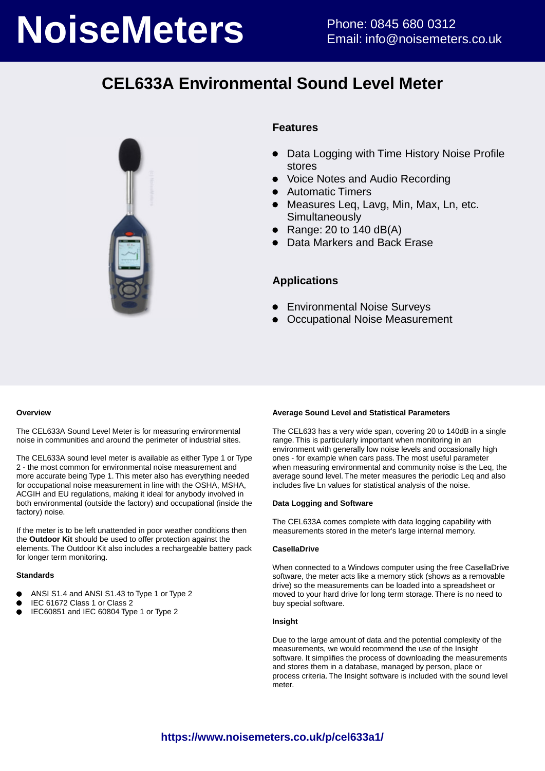# NoiseMeters

Phone: 0845 680 0312
Email: info@noisemeters.co.uk

## CEL633A Environmental Sound Level Meter

### Features

- Data Logging with Time History Noise Profile stores
- Voice Notes and Audio Recording
- Automatic Timers
- Measures Leq, Lavg, Min, Max, Ln, etc. Simultaneously
- Range: 20 to 140 dB(A)
- Data Markers and Back Erase

### Applications

- Environmental Noise Surveys
- Occupational Noise Measurement

#### Overview

The CEL633A Sound Level Meter is for measuring environmental noise in communities and around the perimeter of industrial sites.

The CEL633A sound level meter is available as either Type 1 or Type 2 - the most common for environmental noise measurement and more accurate being Type 1. This meter also has everything needed for occupational noise measurement in line with the OSHA, MSHA, ACGIH and EU regulations, making it ideal for anybody involved in both environmental (outside the factory) and occupational (inside the factory) noise.

If the meter is to be left unattended in poor weather conditions then the **Outdoor Kit** should be used to offer protection against the elements. The Outdoor Kit also includes a rechargeable battery pack for longer term monitoring.

#### Standards

- ANSI S1.4 and ANSI S1.43 to Type 1 or Type 2
- IEC 61672 Class 1 or Class 2
- IEC60851 and IEC 60804 Type 1 or Type 2

#### Average Sound Level and Statistical Parameters

The CEL633 has a very wide span, covering 20 to 140dB in a single range. This is particularly important when monitoring in an environment with generally low noise levels and occasionally high ones - for example when cars pass. The most useful parameter when measuring environmental and community noise is the Leq, the average sound level. The meter measures the periodic Leq and also includes five Ln values for statistical analysis of the noise.

#### Data Logging and Software

The CEL633A comes complete with data logging capability with measurements stored in the meter's large internal memory.

#### CasellaDrive

When connected to a Windows computer using the free CasellaDrive software, the meter acts like a memory stick (shows as a removable drive) so the measurements can be loaded into a spreadsheet or moved to your hard drive for long term storage. There is no need to buy special software.

#### Insight

Due to the large amount of data and the potential complexity of the measurements, we would recommend the use of the Insight software. It simplifies the process of downloading the measurements and stores them in a database, managed by person, place or process criteria. The Insight software is included with the sound level meter.

https://www.noisemeters.co.uk/p/cel633a1/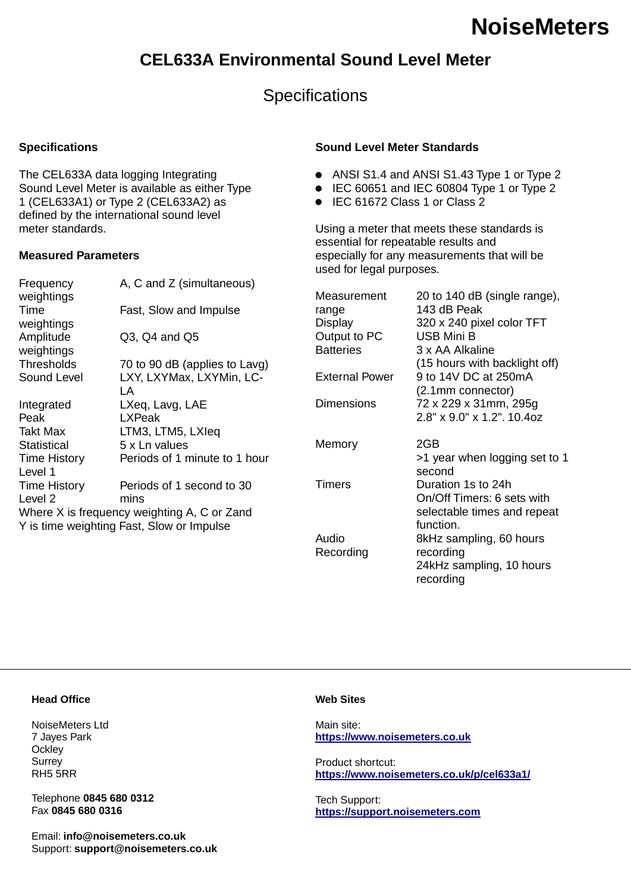# NoiseMeters

## CEL633A Environmental Sound Level Meter

Specifications

### Specifications

The CEL633A data logging Integrating Sound Level Meter is available as either Type 1 (CEL633A1) or Type 2 (CEL633A2) as defined by the international sound level meter standards.

### Measured Parameters

| | |
|---|---|
| Frequency weightings | A, C and Z (simultaneous) |
| Time weightings | Fast, Slow and Impulse |
| Amplitude weightings | Q3, Q4 and Q5 |
| Thresholds | 70 to 90 dB (applies to Lavg) |
| Sound Level | LXY, LXYMax, LXYMin, LC-LA |
| Integrated | LXeq, Lavg, LAE |
| Peak | LXPeak |
| Takt Max | LTM3, LTM5, LXIeq |
| Statistical | 5 x Ln values |
| Time History Level 1 | Periods of 1 minute to 1 hour |
| Time History Level 2 | Periods of 1 second to 30 mins |

Where X is frequency weighting A, C or Zand
Y is time weighting Fast, Slow or Impulse

### Sound Level Meter Standards

- ANSI S1.4 and ANSI S1.43 Type 1 or Type 2
- IEC 60651 and IEC 60804 Type 1 or Type 2
- IEC 61672 Class 1 or Class 2

Using a meter that meets these standards is essential for repeatable results and especially for any measurements that will be used for legal purposes.

| | |
|---|---|
| Measurement range | 20 to 140 dB (single range), 143 dB Peak |
| Display | 320 x 240 pixel color TFT |
| Output to PC | USB Mini B |
| Batteries | 3 x AA Alkaline (15 hours with backlight off) |
| External Power | 9 to 14V DC at 250mA (2.1mm connector) |
| Dimensions | 72 x 229 x 31mm, 295g<br>2.8" x 9.0" x 1.2". 10.4oz |
| Memory | 2GB<br>>1 year when logging set to 1 second |
| Timers | Duration 1s to 24h<br>On/Off Timers: 6 sets with selectable times and repeat function. |
| Audio Recording | 8kHz sampling, 60 hours recording<br>24kHz sampling, 10 hours recording |

---

**Head Office**

NoiseMeters Ltd
7 Jayes Park
Ockley
Surrey
RH5 5RR

Telephone **0845 680 0312**
Fax **0845 680 0316**

Email: **info@noisemeters.co.uk**
Support: **support@noisemeters.co.uk**

**Web Sites**

Main site:
**https://www.noisemeters.co.uk**

Product shortcut:
**https://www.noisemeters.co.uk/p/cel633a1/**

Tech Support:
**https://support.noisemeters.com**